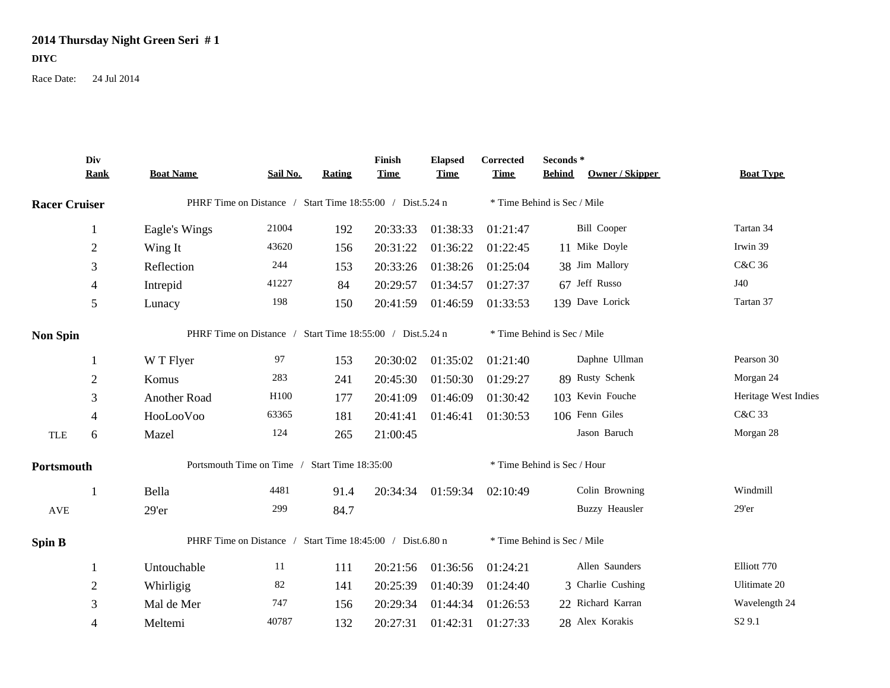# 2014 Thursday Night Green Seri # 1

**DIYC**

Race Date: 24 Jul 2014

| | Div Rank | Boat Name | Sail No. | Rating | Finish Time | Elapsed Time | Corrected Time | Seconds * Behind | Owner / Skipper | Boat Type |
|---|---|---|---|---|---|---|---|---|---|---|
| **Racer Cruiser** | | PHRF Time on Distance / Start Time 18:55:00 / Dist.5.24 n | | | | | * Time Behind is Sec / Mile | | | |
| | 1 | Eagle's Wings | 21004 | 192 | 20:33:33 | 01:38:33 | 01:21:47 | | Bill Cooper | Tartan 34 |
| | 2 | Wing It | 43620 | 156 | 20:31:22 | 01:36:22 | 01:22:45 | 11 | Mike Doyle | Irwin 39 |
| | 3 | Reflection | 244 | 153 | 20:33:26 | 01:38:26 | 01:25:04 | 38 | Jim Mallory | C&C 36 |
| | 4 | Intrepid | 41227 | 84 | 20:29:57 | 01:34:57 | 01:27:37 | 67 | Jeff Russo | J40 |
| | 5 | Lunacy | 198 | 150 | 20:41:59 | 01:46:59 | 01:33:53 | 139 | Dave Lorick | Tartan 37 |
| **Non Spin** | | PHRF Time on Distance / Start Time 18:55:00 / Dist.5.24 n | | | | | * Time Behind is Sec / Mile | | | |
| | 1 | W T Flyer | 97 | 153 | 20:30:02 | 01:35:02 | 01:21:40 | | Daphne Ullman | Pearson 30 |
| | 2 | Komus | 283 | 241 | 20:45:30 | 01:50:30 | 01:29:27 | 89 | Rusty Schenk | Morgan 24 |
| | 3 | Another Road | H100 | 177 | 20:41:09 | 01:46:09 | 01:30:42 | 103 | Kevin Fouche | Heritage West Indies |
| | 4 | HooLooVoo | 63365 | 181 | 20:41:41 | 01:46:41 | 01:30:53 | 106 | Fenn Giles | C&C 33 |
| TLE | 6 | Mazel | 124 | 265 | 21:00:45 | | | | Jason Baruch | Morgan 28 |
| **Portsmouth** | | Portsmouth Time on Time / Start Time 18:35:00 | | | | | * Time Behind is Sec / Hour | | | |
| | 1 | Bella | 4481 | 91.4 | 20:34:34 | 01:59:34 | 02:10:49 | | Colin Browning | Windmill |
| AVE | | 29'er | 299 | 84.7 | | | | | Buzzy Heausler | 29'er |
| **Spin B** | | PHRF Time on Distance / Start Time 18:45:00 / Dist.6.80 n | | | | | * Time Behind is Sec / Mile | | | |
| | 1 | Untouchable | 11 | 111 | 20:21:56 | 01:36:56 | 01:24:21 | | Allen Saunders | Elliott 770 |
| | 2 | Whirligig | 82 | 141 | 20:25:39 | 01:40:39 | 01:24:40 | 3 | Charlie Cushing | Ulitimate 20 |
| | 3 | Mal de Mer | 747 | 156 | 20:29:34 | 01:44:34 | 01:26:53 | 22 | Richard Karran | Wavelength 24 |
| | 4 | Meltemi | 40787 | 132 | 20:27:31 | 01:42:31 | 01:27:33 | 28 | Alex Korakis | S2 9.1 |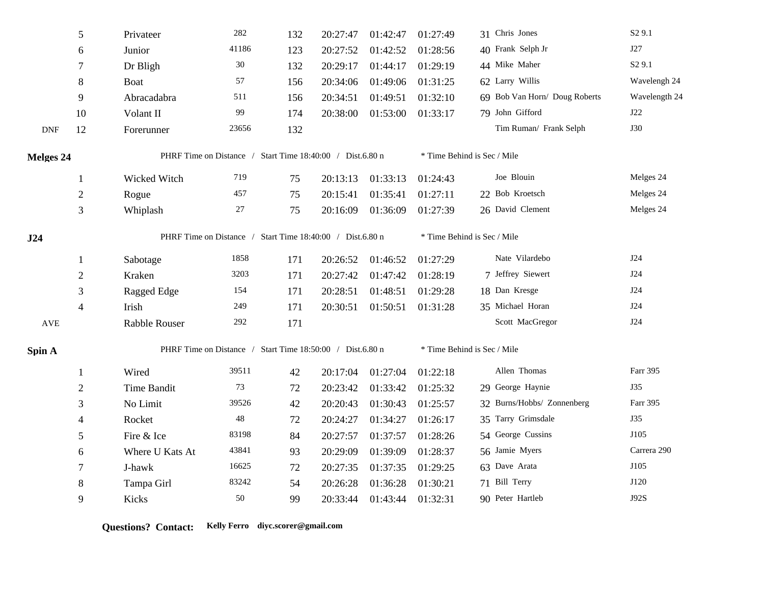| | Place | Boat | Sail # | Rating | Finish | Elapsed | Corrected | * | Skipper | Type |
|---|---|---|---|---|---|---|---|---|---|---|
| | 5 | Privateer | 282 | 132 | 20:27:47 | 01:42:47 | 01:27:49 | 31 | Chris Jones | S2 9.1 |
| | 6 | Junior | 41186 | 123 | 20:27:52 | 01:42:52 | 01:28:56 | 40 | Frank Selph Jr | J27 |
| | 7 | Dr Bligh | 30 | 132 | 20:29:17 | 01:44:17 | 01:29:19 | 44 | Mike Maher | S2 9.1 |
| | 8 | Boat | 57 | 156 | 20:34:06 | 01:49:06 | 01:31:25 | 62 | Larry Willis | Wavelengh 24 |
| | 9 | Abracadabra | 511 | 156 | 20:34:51 | 01:49:51 | 01:32:10 | 69 | Bob Van Horn/ Doug Roberts | Wavelength 24 |
| | 10 | Volant II | 99 | 174 | 20:38:00 | 01:53:00 | 01:33:17 | 79 | John Gifford | J22 |
| DNF | 12 | Forerunner | 23656 | 132 | | | | | Tim Ruman/ Frank Selph | J30 |

**Melges 24** PHRF Time on Distance / Start Time 18:40:00 / Dist.6.80 n * Time Behind is Sec / Mile

| | Place | Boat | Sail # | Rating | Finish | Elapsed | Corrected | * | Skipper | Type |
|---|---|---|---|---|---|---|---|---|---|---|
| | 1 | Wicked Witch | 719 | 75 | 20:13:13 | 01:33:13 | 01:24:43 | | Joe Blouin | Melges 24 |
| | 2 | Rogue | 457 | 75 | 20:15:41 | 01:35:41 | 01:27:11 | 22 | Bob Kroetsch | Melges 24 |
| | 3 | Whiplash | 27 | 75 | 20:16:09 | 01:36:09 | 01:27:39 | 26 | David Clement | Melges 24 |

**J24** PHRF Time on Distance / Start Time 18:40:00 / Dist.6.80 n * Time Behind is Sec / Mile

| | Place | Boat | Sail # | Rating | Finish | Elapsed | Corrected | * | Skipper | Type |
|---|---|---|---|---|---|---|---|---|---|---|
| | 1 | Sabotage | 1858 | 171 | 20:26:52 | 01:46:52 | 01:27:29 | | Nate Vilardebo | J24 |
| | 2 | Kraken | 3203 | 171 | 20:27:42 | 01:47:42 | 01:28:19 | 7 | Jeffrey Siewert | J24 |
| | 3 | Ragged Edge | 154 | 171 | 20:28:51 | 01:48:51 | 01:29:28 | 18 | Dan Kresge | J24 |
| | 4 | Irish | 249 | 171 | 20:30:51 | 01:50:51 | 01:31:28 | 35 | Michael Horan | J24 |
| AVE | | Rabble Rouser | 292 | 171 | | | | | Scott MacGregor | J24 |

**Spin A** PHRF Time on Distance / Start Time 18:50:00 / Dist.6.80 n * Time Behind is Sec / Mile

| | Place | Boat | Sail # | Rating | Finish | Elapsed | Corrected | * | Skipper | Type |
|---|---|---|---|---|---|---|---|---|---|---|
| | 1 | Wired | 39511 | 42 | 20:17:04 | 01:27:04 | 01:22:18 | | Allen Thomas | Farr 395 |
| | 2 | Time Bandit | 73 | 72 | 20:23:42 | 01:33:42 | 01:25:32 | 29 | George Haynie | J35 |
| | 3 | No Limit | 39526 | 42 | 20:20:43 | 01:30:43 | 01:25:57 | 32 | Burns/Hobbs/ Zonnenberg | Farr 395 |
| | 4 | Rocket | 48 | 72 | 20:24:27 | 01:34:27 | 01:26:17 | 35 | Tarry Grimsdale | J35 |
| | 5 | Fire & Ice | 83198 | 84 | 20:27:57 | 01:37:57 | 01:28:26 | 54 | George Cussins | J105 |
| | 6 | Where U Kats At | 43841 | 93 | 20:29:09 | 01:39:09 | 01:28:37 | 56 | Jamie Myers | Carrera 290 |
| | 7 | J-hawk | 16625 | 72 | 20:27:35 | 01:37:35 | 01:29:25 | 63 | Dave Arata | J105 |
| | 8 | Tampa Girl | 83242 | 54 | 20:26:28 | 01:36:28 | 01:30:21 | 71 | Bill Terry | J120 |
| | 9 | Kicks | 50 | 99 | 20:33:44 | 01:43:44 | 01:32:31 | 90 | Peter Hartleb | J92S |

**Questions? Contact:** **Kelly Ferro diyc.scorer@gmail.com**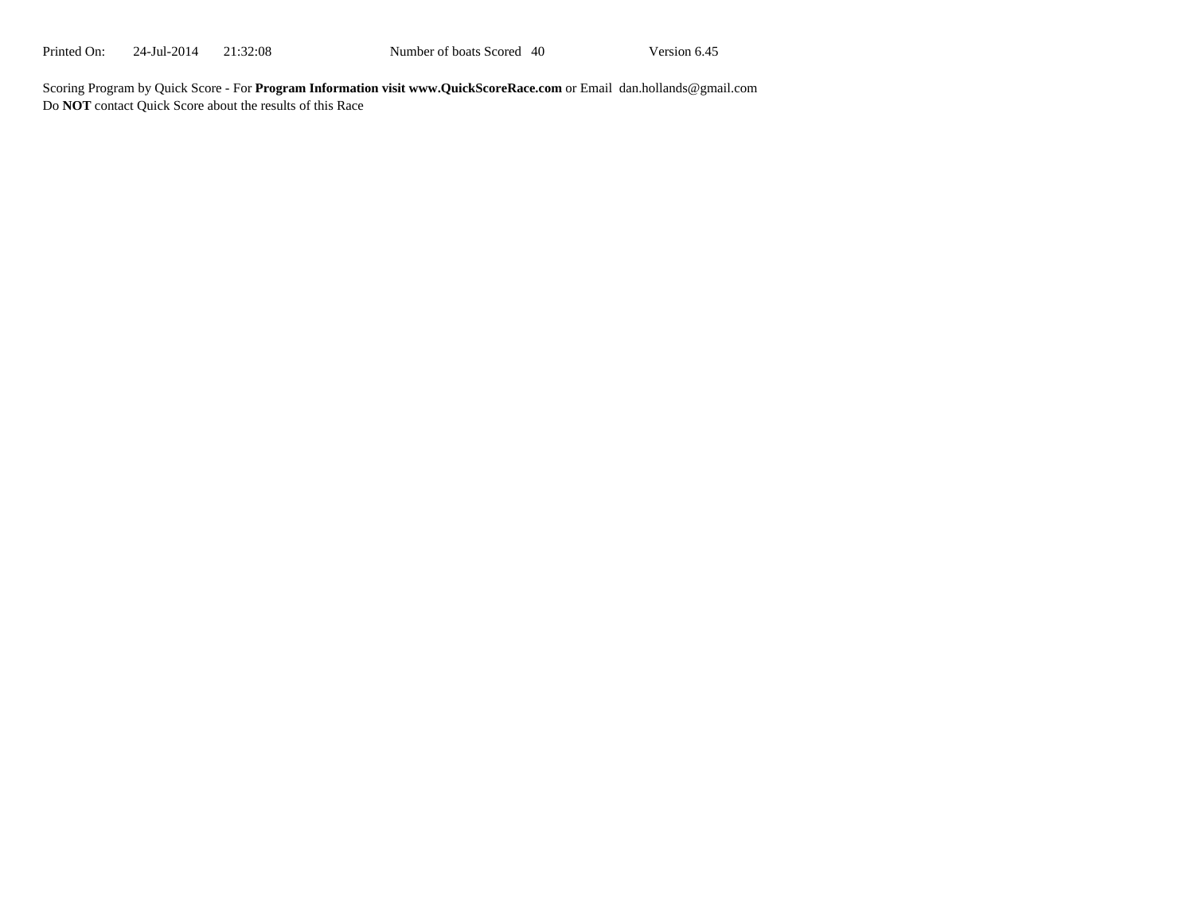Printed On: 24-Jul-2014 21:32:08 Number of boats Scored 40 Version 6.45

Scoring Program by Quick Score - For **Program Information visit www.QuickScoreRace.com** or Email dan.hollands@gmail.com
Do **NOT** contact Quick Score about the results of this Race